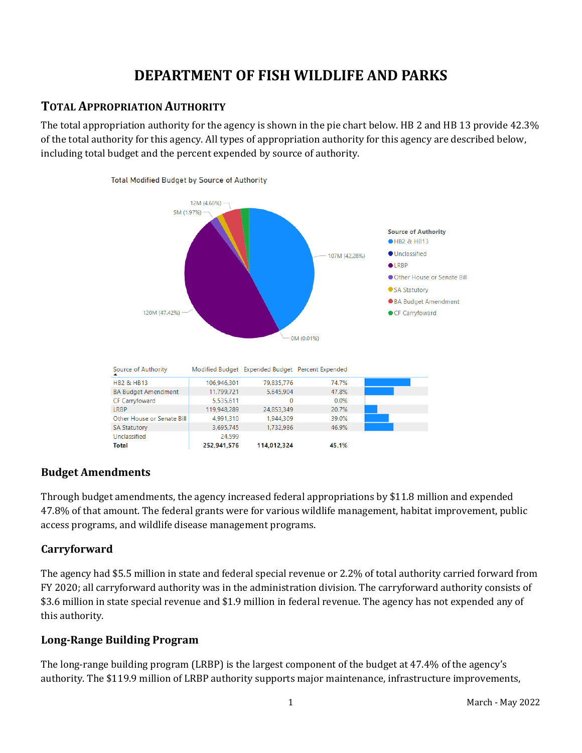# DEPARTMENT OF FISH WILDLIFE AND PARKS

## Total Appropriation Authority

The total appropriation authority for the agency is shown in the pie chart below. HB 2 and HB 13 provide 42.3% of the total authority for this agency. All types of appropriation authority for this agency are described below, including total budget and the percent expended by source of authority.

Total Modified Budget by Source of Authority

12M (4.66%)
5M (1.97%)
107M (42.28%)
120M (47.42%)
0M (0.01%)

Source of Authority
HB2 & HB13
Unclassified
LRBP
Other House or Senate Bill
SA Statutory
BA Budget Amendment
CF Carryfoward

| Source of Authority | Modified Budget | Expended Budget | Percent Expended |
|---|---|---|---|
| HB2 & HB13 | 106,946,301 | 79,835,776 | 74.7% |
| BA Budget Amendment | 11,799,721 | 5,645,904 | 47.8% |
| CF Carryfoward | 5,535,611 | 0 | 0.0% |
| LRBP | 119,948,289 | 24,853,349 | 20.7% |
| Other House or Senate Bill | 4,991,310 | 1,944,309 | 39.0% |
| SA Statutory | 3,695,745 | 1,732,986 | 46.9% |
| Unclassified | 24,599 | | |
| **Total** | **252,941,576** | **114,012,324** | **45.1%** |

### Budget Amendments

Through budget amendments, the agency increased federal appropriations by $11.8 million and expended 47.8% of that amount. The federal grants were for various wildlife management, habitat improvement, public access programs, and wildlife disease management programs.

### Carryforward

The agency had $5.5 million in state and federal special revenue or 2.2% of total authority carried forward from FY 2020; all carryforward authority was in the administration division. The carryforward authority consists of $3.6 million in state special revenue and $1.9 million in federal revenue. The agency has not expended any of this authority.

### Long-Range Building Program

The long-range building program (LRBP) is the largest component of the budget at 47.4% of the agency's authority. The $119.9 million of LRBP authority supports major maintenance, infrastructure improvements,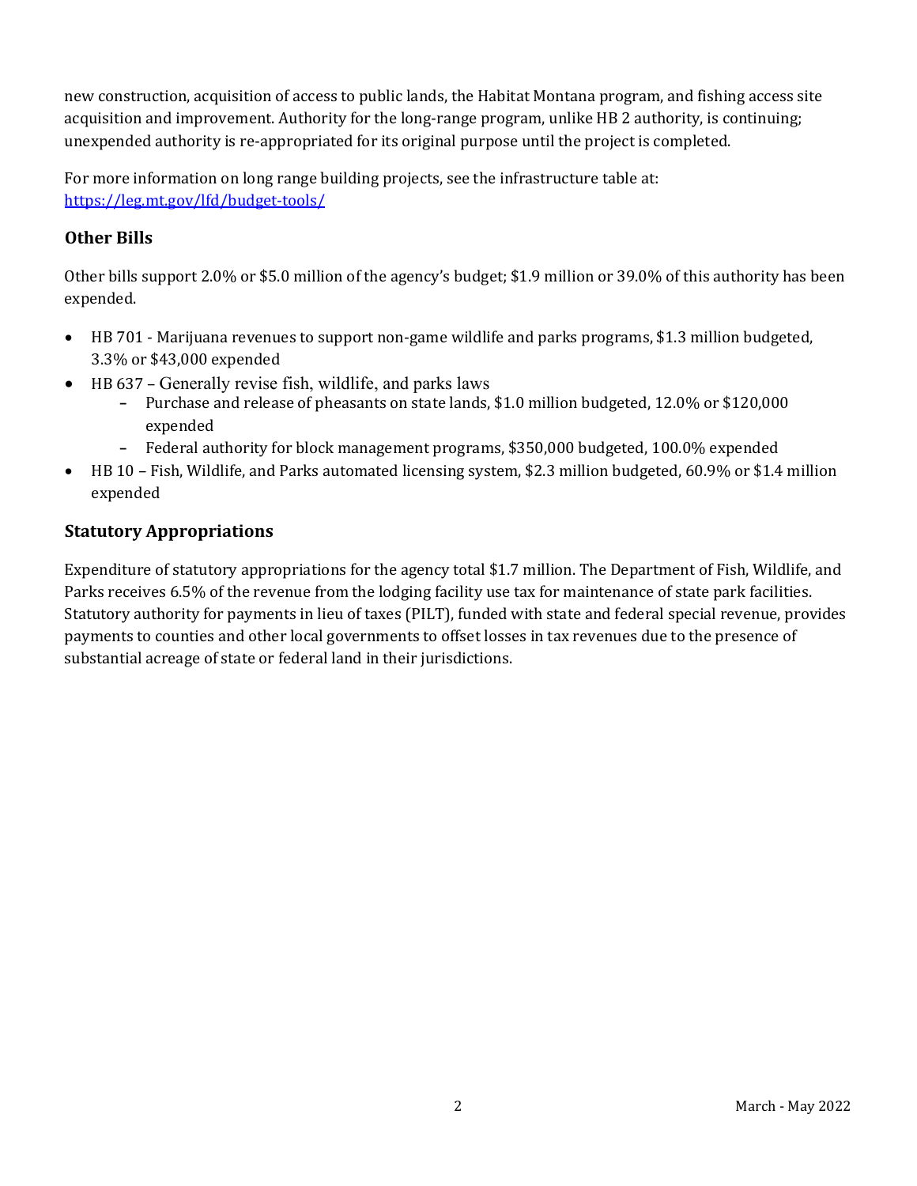new construction, acquisition of access to public lands, the Habitat Montana program, and fishing access site acquisition and improvement. Authority for the long-range program, unlike HB 2 authority, is continuing; unexpended authority is re-appropriated for its original purpose until the project is completed.

For more information on long range building projects, see the infrastructure table at: [https://leg.mt.gov/lfd/budget-tools/](https://leg.mt.gov/lfd/budget-tools/)

### Other Bills

Other bills support 2.0% or $5.0 million of the agency's budget; $1.9 million or 39.0% of this authority has been expended.

- HB 701 - Marijuana revenues to support non-game wildlife and parks programs, $1.3 million budgeted, 3.3% or $43,000 expended
- HB 637 – Generally revise fish, wildlife, and parks laws
    - Purchase and release of pheasants on state lands, $1.0 million budgeted, 12.0% or $120,000 expended
    - Federal authority for block management programs, $350,000 budgeted, 100.0% expended
- HB 10 – Fish, Wildlife, and Parks automated licensing system, $2.3 million budgeted, 60.9% or $1.4 million expended

### Statutory Appropriations

Expenditure of statutory appropriations for the agency total $1.7 million. The Department of Fish, Wildlife, and Parks receives 6.5% of the revenue from the lodging facility use tax for maintenance of state park facilities. Statutory authority for payments in lieu of taxes (PILT), funded with state and federal special revenue, provides payments to counties and other local governments to offset losses in tax revenues due to the presence of substantial acreage of state or federal land in their jurisdictions.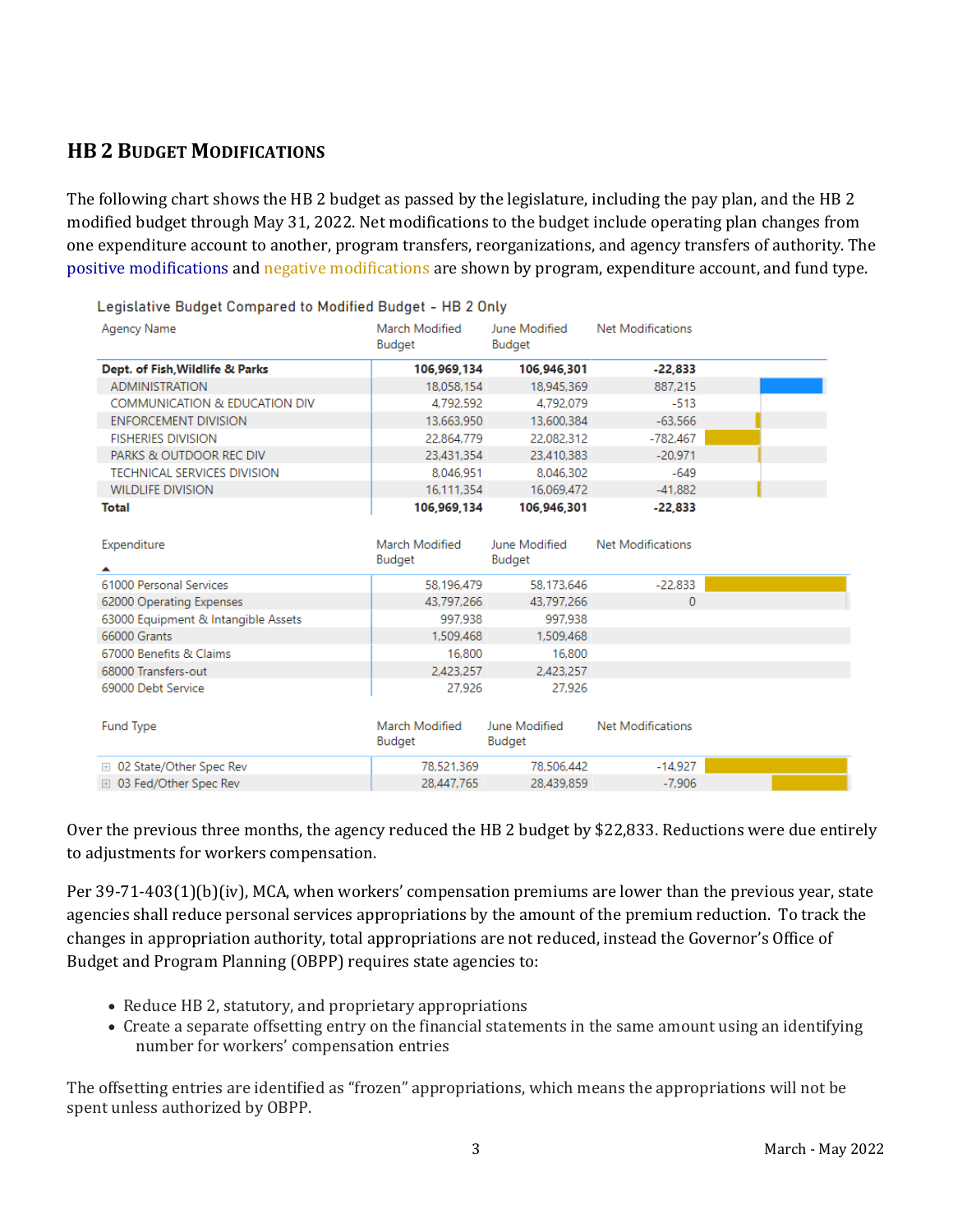## HB 2 Budget Modifications

The following chart shows the HB 2 budget as passed by the legislature, including the pay plan, and the HB 2 modified budget through May 31, 2022. Net modifications to the budget include operating plan changes from one expenditure account to another, program transfers, reorganizations, and agency transfers of authority. The positive modifications and negative modifications are shown by program, expenditure account, and fund type.

Legislative Budget Compared to Modified Budget - HB 2 Only

| Agency Name | March Modified Budget | June Modified Budget | Net Modifications |
|---|---|---|---|
| **Dept. of Fish,Wildlife & Parks** | **106,969,134** | **106,946,301** | **-22,833** |
| ADMINISTRATION | 18,058,154 | 18,945,369 | 887,215 |
| COMMUNICATION & EDUCATION DIV | 4,792,592 | 4,792,079 | -513 |
| ENFORCEMENT DIVISION | 13,663,950 | 13,600,384 | -63,566 |
| FISHERIES DIVISION | 22,864,779 | 22,082,312 | -782,467 |
| PARKS & OUTDOOR REC DIV | 23,431,354 | 23,410,383 | -20,971 |
| TECHNICAL SERVICES DIVISION | 8,046,951 | 8,046,302 | -649 |
| WILDLIFE DIVISION | 16,111,354 | 16,069,472 | -41,882 |
| **Total** | **106,969,134** | **106,946,301** | **-22,833** |

| Expenditure | March Modified Budget | June Modified Budget | Net Modifications |
|---|---|---|---|
| 61000 Personal Services | 58,196,479 | 58,173,646 | -22,833 |
| 62000 Operating Expenses | 43,797,266 | 43,797,266 | 0 |
| 63000 Equipment & Intangible Assets | 997,938 | 997,938 | |
| 66000 Grants | 1,509,468 | 1,509,468 | |
| 67000 Benefits & Claims | 16,800 | 16,800 | |
| 68000 Transfers-out | 2,423,257 | 2,423,257 | |
| 69000 Debt Service | 27,926 | 27,926 | |

| Fund Type | March Modified Budget | June Modified Budget | Net Modifications |
|---|---|---|---|
| 02 State/Other Spec Rev | 78,521,369 | 78,506,442 | -14,927 |
| 03 Fed/Other Spec Rev | 28,447,765 | 28,439,859 | -7,906 |

Over the previous three months, the agency reduced the HB 2 budget by $22,833. Reductions were due entirely to adjustments for workers compensation.

Per 39-71-403(1)(b)(iv), MCA, when workers' compensation premiums are lower than the previous year, state agencies shall reduce personal services appropriations by the amount of the premium reduction. To track the changes in appropriation authority, total appropriations are not reduced, instead the Governor's Office of Budget and Program Planning (OBPP) requires state agencies to:

- Reduce HB 2, statutory, and proprietary appropriations
- Create a separate offsetting entry on the financial statements in the same amount using an identifying number for workers' compensation entries

The offsetting entries are identified as "frozen" appropriations, which means the appropriations will not be spent unless authorized by OBPP.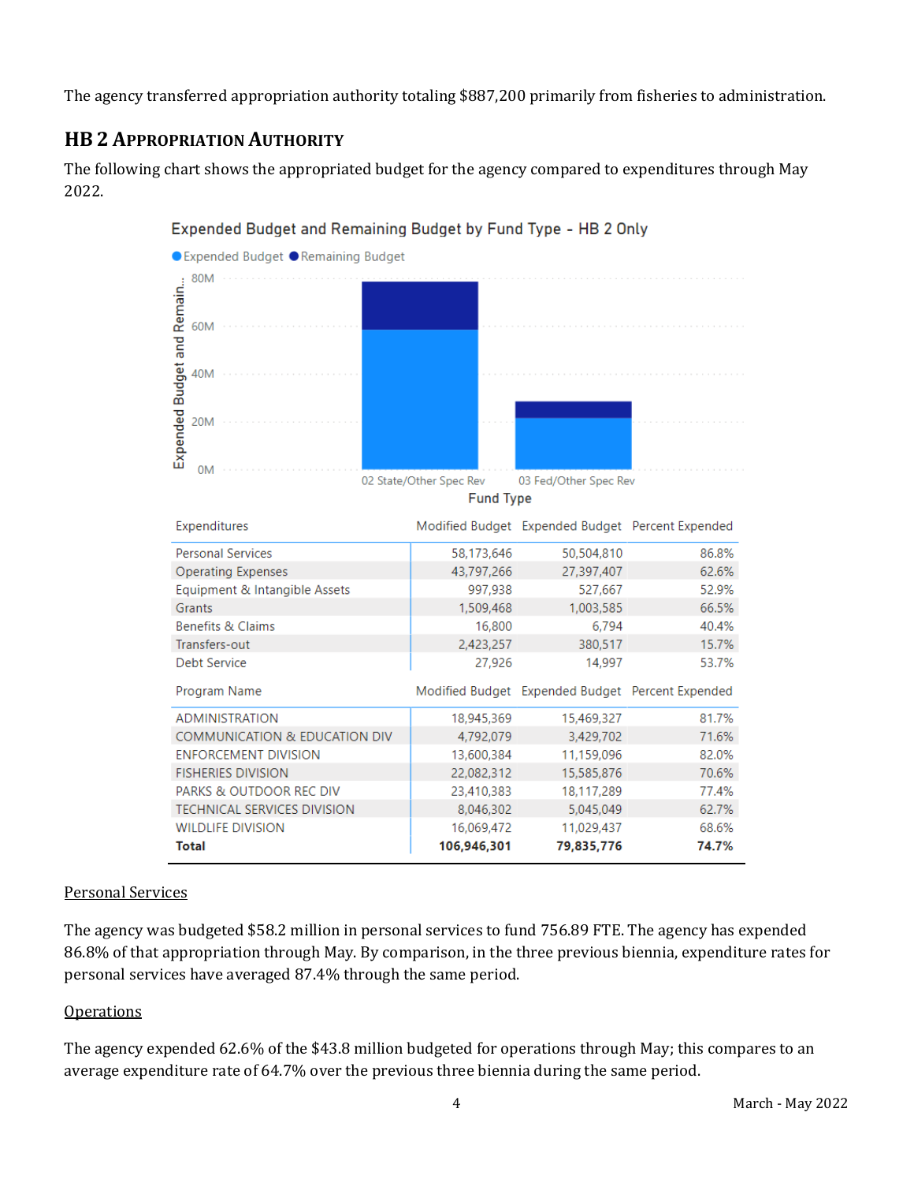The agency transferred appropriation authority totaling $887,200 primarily from fisheries to administration.

## HB 2 Appropriation Authority

The following chart shows the appropriated budget for the agency compared to expenditures through May 2022.

Expended Budget and Remaining Budget by Fund Type - HB 2 Only

Expended Budget   Remaining Budget

Expended Budget and Remain...

80M
60M
40M
20M
0M

02 State/Other Spec Rev
03 Fed/Other Spec Rev

Fund Type

| Expenditures | Modified Budget | Expended Budget | Percent Expended |
|---|---|---|---|
| Personal Services | 58,173,646 | 50,504,810 | 86.8% |
| Operating Expenses | 43,797,266 | 27,397,407 | 62.6% |
| Equipment & Intangible Assets | 997,938 | 527,667 | 52.9% |
| Grants | 1,509,468 | 1,003,585 | 66.5% |
| Benefits & Claims | 16,800 | 6,794 | 40.4% |
| Transfers-out | 2,423,257 | 380,517 | 15.7% |
| Debt Service | 27,926 | 14,997 | 53.7% |
| **Program Name** | **Modified Budget** | **Expended Budget** | **Percent Expended** |
| ADMINISTRATION | 18,945,369 | 15,469,327 | 81.7% |
| COMMUNICATION & EDUCATION DIV | 4,792,079 | 3,429,702 | 71.6% |
| ENFORCEMENT DIVISION | 13,600,384 | 11,159,096 | 82.0% |
| FISHERIES DIVISION | 22,082,312 | 15,585,876 | 70.6% |
| PARKS & OUTDOOR REC DIV | 23,410,383 | 18,117,289 | 77.4% |
| TECHNICAL SERVICES DIVISION | 8,046,302 | 5,045,049 | 62.7% |
| WILDLIFE DIVISION | 16,069,472 | 11,029,437 | 68.6% |
| **Total** | **106,946,301** | **79,835,776** | **74.7%** |

### Personal Services

The agency was budgeted $58.2 million in personal services to fund 756.89 FTE. The agency has expended 86.8% of that appropriation through May. By comparison, in the three previous biennia, expenditure rates for personal services have averaged 87.4% through the same period.

### Operations

The agency expended 62.6% of the $43.8 million budgeted for operations through May; this compares to an average expenditure rate of 64.7% over the previous three biennia during the same period.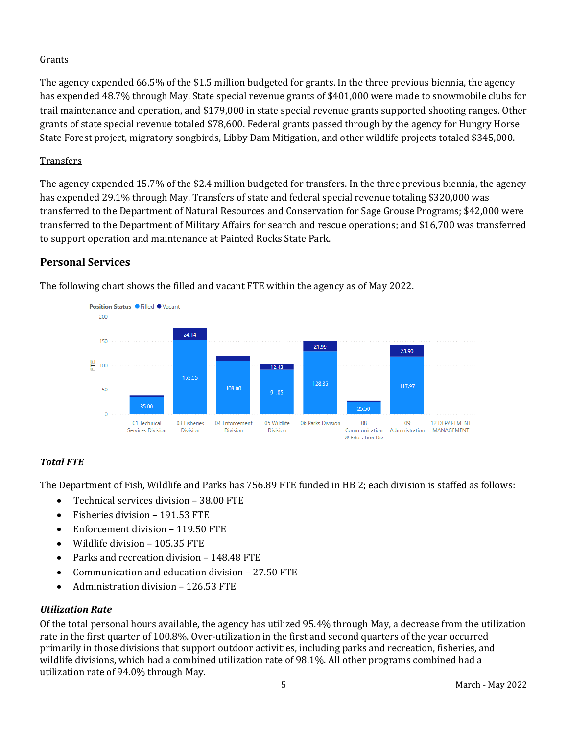Grants

The agency expended 66.5% of the $1.5 million budgeted for grants. In the three previous biennia, the agency has expended 48.7% through May. State special revenue grants of $401,000 were made to snowmobile clubs for trail maintenance and operation, and $179,000 in state special revenue grants supported shooting ranges. Other grants of state special revenue totaled $78,600. Federal grants passed through by the agency for Hungry Horse State Forest project, migratory songbirds, Libby Dam Mitigation, and other wildlife projects totaled $345,000.

Transfers

The agency expended 15.7% of the $2.4 million budgeted for transfers. In the three previous biennia, the agency has expended 29.1% through May. Transfers of state and federal special revenue totaling $320,000 was transferred to the Department of Natural Resources and Conservation for Sage Grouse Programs; $42,000 were transferred to the Department of Military Affairs for search and rescue operations; and $16,700 was transferred to support operation and maintenance at Painted Rocks State Park.

## Personal Services

The following chart shows the filled and vacant FTE within the agency as of May 2022.

Position Status ● Filled ● Vacant

FTE

200
150
100
50
0

01 Technical Services Division: 35.00
03 Fisheries Division: 152.55, 24.14
04 Enforcement Division: 109.00
05 Wildlife Division: 91.05, 12.43
06 Parks Division: 128.36, 21.99
08 Communication & Education Div: 25.50
09 Administration: 117.97, 23.90
12 DEPARTMENT MANAGEMENT

### *Total FTE*

The Department of Fish, Wildlife and Parks has 756.89 FTE funded in HB 2; each division is staffed as follows:

- Technical services division – 38.00 FTE
- Fisheries division – 191.53 FTE
- Enforcement division – 119.50 FTE
- Wildlife division – 105.35 FTE
- Parks and recreation division – 148.48 FTE
- Communication and education division – 27.50 FTE
- Administration division – 126.53 FTE

### *Utilization Rate*

Of the total personal hours available, the agency has utilized 95.4% through May, a decrease from the utilization rate in the first quarter of 100.8%. Over-utilization in the first and second quarters of the year occurred primarily in those divisions that support outdoor activities, including parks and recreation, fisheries, and wildlife divisions, which had a combined utilization rate of 98.1%. All other programs combined had a utilization rate of 94.0% through May.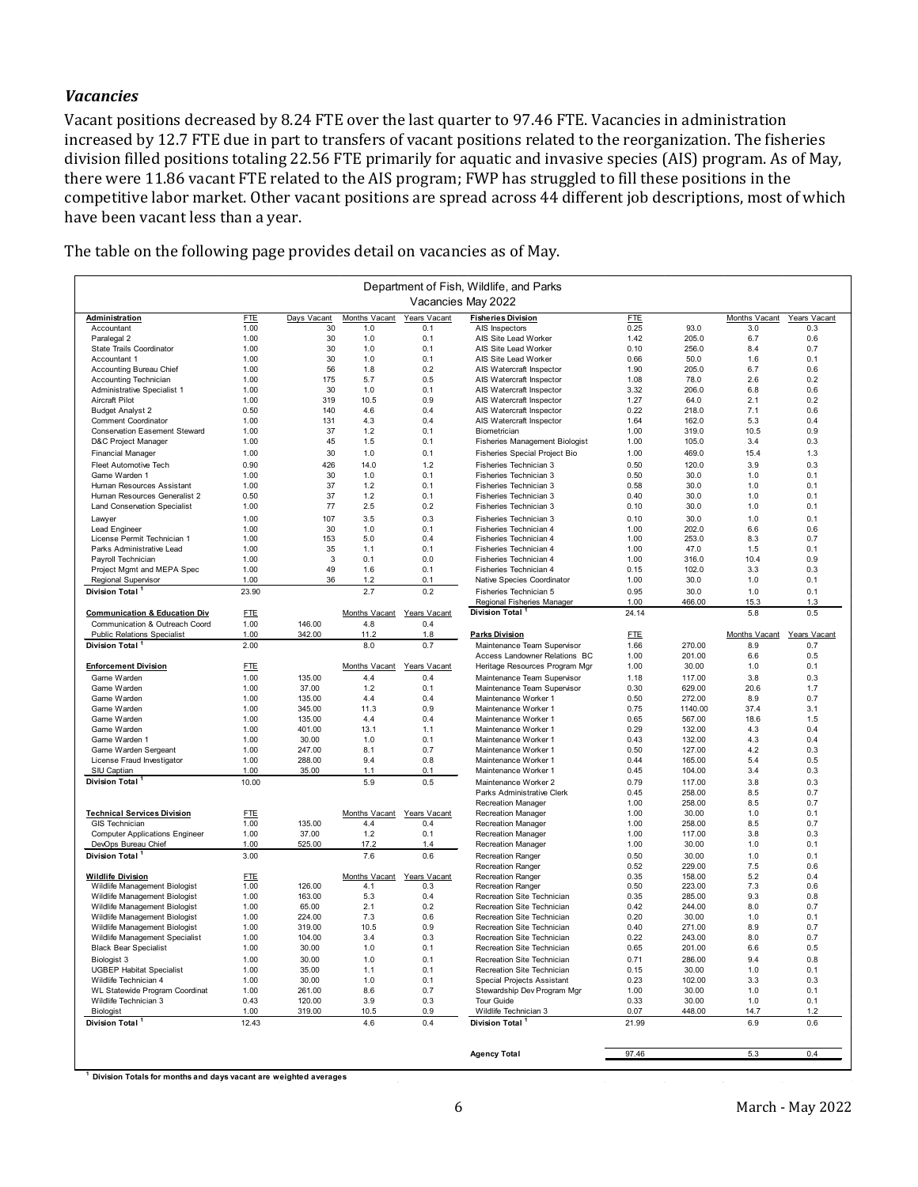### *Vacancies*

Vacant positions decreased by 8.24 FTE over the last quarter to 97.46 FTE. Vacancies in administration increased by 12.7 FTE due in part to transfers of vacant positions related to the reorganization. The fisheries division filled positions totaling 22.56 FTE primarily for aquatic and invasive species (AIS) program. As of May, there were 11.86 vacant FTE related to the AIS program; FWP has struggled to fill these positions in the competitive labor market. Other vacant positions are spread across 44 different job descriptions, most of which have been vacant less than a year.

The table on the following page provides detail on vacancies as of May.

**Department of Fish, Wildlife, and Parks**
**Vacancies May 2022**

| Administration | FTE | Days Vacant | Months Vacant | Years Vacant |
|---|---|---|---|---|
| Accountant | 1.00 | 30 | 1.0 | 0.1 |
| Paralegal 2 | 1.00 | 30 | 1.0 | 0.1 |
| State Trails Coordinator | 1.00 | 30 | 1.0 | 0.1 |
| Accountant 1 | 1.00 | 30 | 1.0 | 0.1 |
| Accounting Bureau Chief | 1.00 | 56 | 1.8 | 0.2 |
| Accounting Technician | 1.00 | 175 | 5.7 | 0.5 |
| Administrative Specialist 1 | 1.00 | 30 | 1.0 | 0.1 |
| Aircraft Pilot | 1.00 | 319 | 10.5 | 0.9 |
| Budget Analyst 2 | 0.50 | 140 | 4.6 | 0.4 |
| Comment Coordinator | 1.00 | 131 | 4.3 | 0.4 |
| Conservation Easement Steward | 1.00 | 37 | 1.2 | 0.1 |
| D&C Project Manager | 1.00 | 45 | 1.5 | 0.1 |
| Financial Manager | 1.00 | 30 | 1.0 | 0.1 |
| Fleet Automotive Tech | 0.90 | 426 | 14.0 | 1.2 |
| Game Warden 1 | 1.00 | 30 | 1.0 | 0.1 |
| Human Resources Assistant | 1.00 | 37 | 1.2 | 0.1 |
| Human Resources Generalist 2 | 0.50 | 37 | 1.2 | 0.1 |
| Land Conservation Specialist | 1.00 | 77 | 2.5 | 0.2 |
| Lawyer | 1.00 | 107 | 3.5 | 0.3 |
| Lead Engineer | 1.00 | 30 | 1.0 | 0.1 |
| License Permit Technician 1 | 1.00 | 153 | 5.0 | 0.4 |
| Parks Administrative Lead | 1.00 | 35 | 1.1 | 0.1 |
| Payroll Technician | 1.00 | 3 | 0.1 | 0.0 |
| Project Mgmt and MEPA Spec | 1.00 | 49 | 1.6 | 0.1 |
| Regional Supervisor | 1.00 | 36 | 1.2 | 0.1 |
| **Division Total [1]** | 23.90 | | 2.7 | 0.2 |

| Communication & Education Div | FTE | Days Vacant | Months Vacant | Years Vacant |
|---|---|---|---|---|
| Communication & Outreach Coord | 1.00 | 146.00 | 4.8 | 0.4 |
| Public Relations Specialist | 1.00 | 342.00 | 11.2 | 1.8 |
| **Division Total [1]** | 2.00 | | 8.0 | 0.7 |

| Enforcement Division | FTE | Days Vacant | Months Vacant | Years Vacant |
|---|---|---|---|---|
| Game Warden | 1.00 | 135.00 | 4.4 | 0.4 |
| Game Warden | 1.00 | 37.00 | 1.2 | 0.1 |
| Game Warden | 1.00 | 135.00 | 4.4 | 0.4 |
| Game Warden | 1.00 | 345.00 | 11.3 | 0.9 |
| Game Warden | 1.00 | 135.00 | 4.4 | 0.4 |
| Game Warden | 1.00 | 401.00 | 13.1 | 1.1 |
| Game Warden 1 | 1.00 | 30.00 | 1.0 | 0.1 |
| Game Warden Sergeant | 1.00 | 247.00 | 8.1 | 0.7 |
| License Fraud Investigator | 1.00 | 288.00 | 9.4 | 0.8 |
| SIU Captian | 1.00 | 35.00 | 1.1 | 0.1 |
| **Division Total [1]** | 10.00 | | 5.9 | 0.5 |

| Technical Services Division | FTE | Days Vacant | Months Vacant | Years Vacant |
|---|---|---|---|---|
| GIS Technician | 1.00 | 135.00 | 4.4 | 0.4 |
| Computer Applications Engineer | 1.00 | 37.00 | 1.2 | 0.1 |
| DevOps Bureau Chief | 1.00 | 525.00 | 17.2 | 1.4 |
| **Division Total [1]** | 3.00 | | 7.6 | 0.6 |

| Wildlife Division | FTE | Days Vacant | Months Vacant | Years Vacant |
|---|---|---|---|---|
| Wildlife Management Biologist | 1.00 | 126.00 | 4.1 | 0.3 |
| Wildlife Management Biologist | 1.00 | 163.00 | 5.3 | 0.4 |
| Wildlife Management Biologist | 1.00 | 65.00 | 2.1 | 0.2 |
| Wildlife Management Biologist | 1.00 | 224.00 | 7.3 | 0.6 |
| Wildlife Management Biologist | 1.00 | 319.00 | 10.5 | 0.9 |
| Wildlife Management Specialist | 1.00 | 104.00 | 3.4 | 0.3 |
| Black Bear Specialist | 1.00 | 30.00 | 1.0 | 0.1 |
| Biologist 3 | 1.00 | 30.00 | 1.0 | 0.1 |
| UGBEP Habitat Specialist | 1.00 | 35.00 | 1.1 | 0.1 |
| Wildlife Technician 4 | 1.00 | 30.00 | 1.0 | 0.1 |
| WL Statewide Program Coordinat | 1.00 | 261.00 | 8.6 | 0.7 |
| Wildlife Technician 3 | 0.43 | 120.00 | 3.9 | 0.3 |
| Biologist | 1.00 | 319.00 | 10.5 | 0.9 |
| **Division Total [1]** | 12.43 | | 4.6 | 0.4 |

| Fisheries Division | FTE | Days Vacant | Months Vacant | Years Vacant |
|---|---|---|---|---|
| AIS Inspectors | 0.25 | 93.0 | 3.0 | 0.3 |
| AIS Site Lead Worker | 1.42 | 205.0 | 6.7 | 0.6 |
| AIS Site Lead Worker | 0.10 | 256.0 | 8.4 | 0.7 |
| AIS Site Lead Worker | 0.66 | 50.0 | 1.6 | 0.1 |
| AIS Watercraft Inspector | 1.90 | 205.0 | 6.7 | 0.6 |
| AIS Watercraft Inspector | 1.08 | 78.0 | 2.6 | 0.2 |
| AIS Watercraft Inspector | 3.32 | 206.0 | 6.8 | 0.6 |
| AIS Watercraft Inspector | 1.27 | 64.0 | 2.1 | 0.2 |
| AIS Watercraft Inspector | 0.22 | 218.0 | 7.1 | 0.6 |
| AIS Watercraft Inspector | 1.64 | 162.0 | 5.3 | 0.4 |
| Biometrician | 1.00 | 319.0 | 10.5 | 0.9 |
| Fisheries Management Biologist | 1.00 | 105.0 | 3.4 | 0.3 |
| Fisheries Special Project Bio | 1.00 | 469.0 | 15.4 | 1.3 |
| Fisheries Technician 3 | 0.50 | 120.0 | 3.9 | 0.3 |
| Fisheries Technician 3 | 0.50 | 30.0 | 1.0 | 0.1 |
| Fisheries Technician 3 | 0.58 | 30.0 | 1.0 | 0.1 |
| Fisheries Technician 3 | 0.40 | 30.0 | 1.0 | 0.1 |
| Fisheries Technician 3 | 0.10 | 30.0 | 1.0 | 0.1 |
| Fisheries Technician 3 | 0.10 | 30.0 | 1.0 | 0.1 |
| Fisheries Technician 4 | 1.00 | 202.0 | 6.6 | 0.6 |
| Fisheries Technician 4 | 1.00 | 253.0 | 8.3 | 0.7 |
| Fisheries Technician 4 | 1.00 | 47.0 | 1.5 | 0.1 |
| Fisheries Technician 4 | 1.00 | 316.0 | 10.4 | 0.9 |
| Fisheries Technician 4 | 0.15 | 102.0 | 3.3 | 0.3 |
| Native Species Coordinator | 1.00 | 30.0 | 1.0 | 0.1 |
| Fisheries Technician 5 | 0.95 | 30.0 | 1.0 | 0.1 |
| Regional Fisheries Manager | 1.00 | 466.00 | 15.3 | 1.3 |
| **Division Total [1]** | 24.14 | | 5.8 | 0.5 |

| Parks Division | FTE | Days Vacant | Months Vacant | Years Vacant |
|---|---|---|---|---|
| Maintenance Team Supervisor | 1.66 | 270.00 | 8.9 | 0.7 |
| Access Landowner Relations BC | 1.00 | 201.00 | 6.6 | 0.5 |
| Heritage Resources Program Mgr | 1.00 | 30.00 | 1.0 | 0.1 |
| Maintenance Team Supervisor | 1.18 | 117.00 | 3.8 | 0.3 |
| Maintenance Team Supervisor | 0.30 | 629.00 | 20.6 | 1.7 |
| Maintenance Worker 1 | 0.50 | 272.00 | 8.9 | 0.7 |
| Maintenance Worker 1 | 0.75 | 1140.00 | 37.4 | 3.1 |
| Maintenance Worker 1 | 0.65 | 567.00 | 18.6 | 1.5 |
| Maintenance Worker 1 | 0.29 | 132.00 | 4.3 | 0.4 |
| Maintenance Worker 1 | 0.43 | 132.00 | 4.3 | 0.4 |
| Maintenance Worker 1 | 0.50 | 127.00 | 4.2 | 0.3 |
| Maintenance Worker 1 | 0.44 | 165.00 | 5.4 | 0.5 |
| Maintenance Worker 1 | 0.45 | 104.00 | 3.4 | 0.3 |
| Maintenance Worker 2 | 0.79 | 117.00 | 3.8 | 0.3 |
| Parks Administrative Clerk | 0.45 | 258.00 | 8.5 | 0.7 |
| Recreation Manager | 1.00 | 258.00 | 8.5 | 0.7 |
| Recreation Manager | 1.00 | 30.00 | 1.0 | 0.1 |
| Recreation Manager | 1.00 | 258.00 | 8.5 | 0.7 |
| Recreation Manager | 1.00 | 117.00 | 3.8 | 0.3 |
| Recreation Manager | 1.00 | 30.00 | 1.0 | 0.1 |
| Recreation Ranger | 0.50 | 30.00 | 1.0 | 0.1 |
| Recreation Ranger | 0.52 | 229.00 | 7.5 | 0.6 |
| Recreation Ranger | 0.35 | 158.00 | 5.2 | 0.4 |
| Recreation Ranger | 0.50 | 223.00 | 7.3 | 0.6 |
| Recreation Site Technician | 0.35 | 285.00 | 9.3 | 0.8 |
| Recreation Site Technician | 0.42 | 244.00 | 8.0 | 0.7 |
| Recreation Site Technician | 0.20 | 30.00 | 1.0 | 0.1 |
| Recreation Site Technician | 0.40 | 271.00 | 8.9 | 0.7 |
| Recreation Site Technician | 0.22 | 243.00 | 8.0 | 0.7 |
| Recreation Site Technician | 0.65 | 201.00 | 6.6 | 0.5 |
| Recreation Site Technician | 0.71 | 286.00 | 9.4 | 0.8 |
| Recreation Site Technician | 0.15 | 30.00 | 1.0 | 0.1 |
| Special Projects Assistant | 0.23 | 102.00 | 3.3 | 0.3 |
| Stewardship Dev Program Mgr | 1.00 | 30.00 | 1.0 | 0.1 |
| Tour Guide | 0.33 | 30.00 | 1.0 | 0.1 |
| Wildlife Technician 3 | 0.07 | 448.00 | 14.7 | 1.2 |
| **Division Total [1]** | 21.99 | | 6.9 | 0.6 |

| | FTE | Days Vacant | Months Vacant | Years Vacant |
|---|---|---|---|---|
| **Agency Total** | 97.46 | | 5.3 | 0.4 |

[1] **Division Totals for months and days vacant are weighted averages**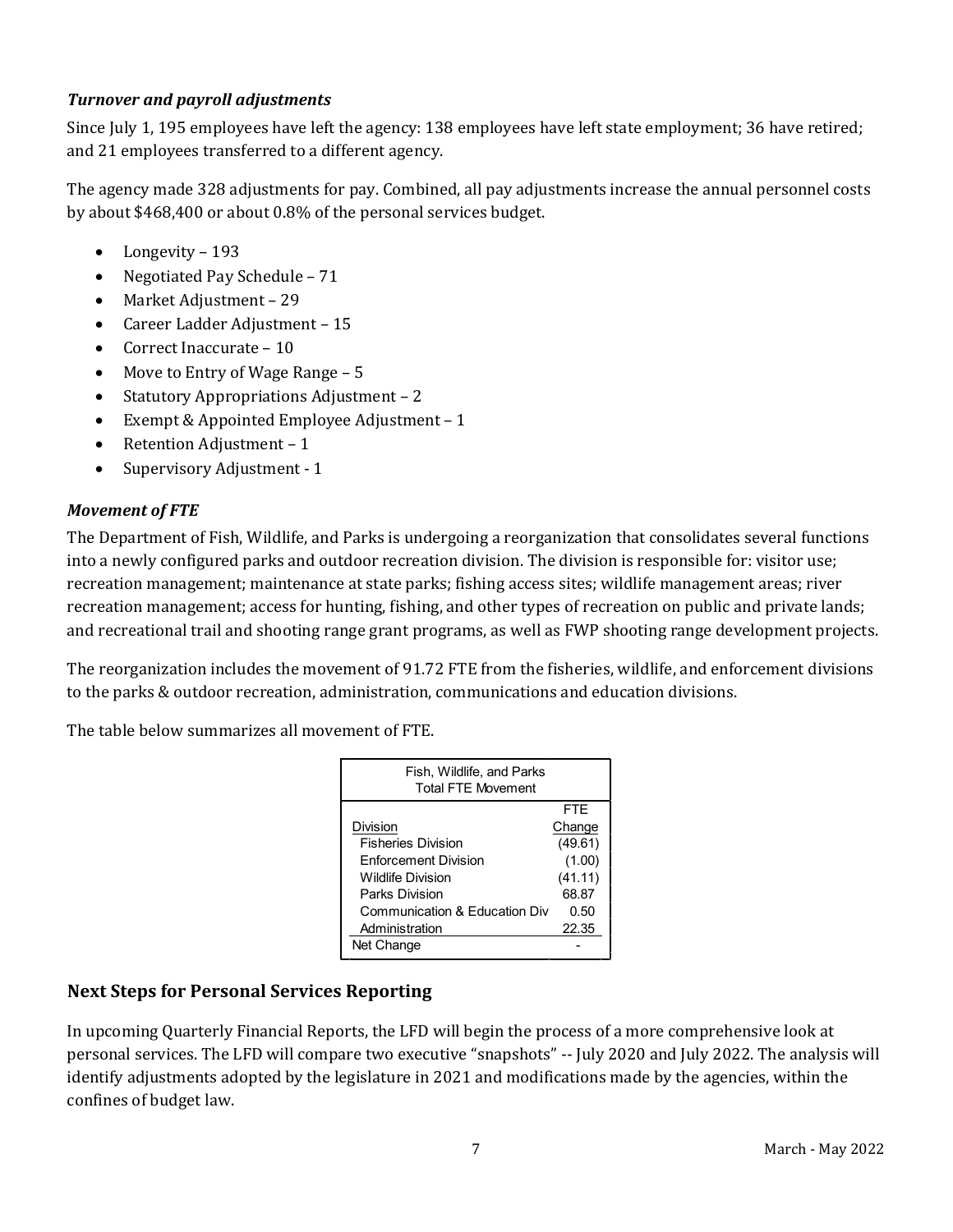### *Turnover and payroll adjustments*

Since July 1, 195 employees have left the agency: 138 employees have left state employment; 36 have retired; and 21 employees transferred to a different agency.

The agency made 328 adjustments for pay. Combined, all pay adjustments increase the annual personnel costs by about $468,400 or about 0.8% of the personal services budget.

- Longevity – 193
- Negotiated Pay Schedule – 71
- Market Adjustment – 29
- Career Ladder Adjustment – 15
- Correct Inaccurate – 10
- Move to Entry of Wage Range – 5
- Statutory Appropriations Adjustment – 2
- Exempt & Appointed Employee Adjustment – 1
- Retention Adjustment – 1
- Supervisory Adjustment - 1

### *Movement of FTE*

The Department of Fish, Wildlife, and Parks is undergoing a reorganization that consolidates several functions into a newly configured parks and outdoor recreation division. The division is responsible for: visitor use; recreation management; maintenance at state parks; fishing access sites; wildlife management areas; river recreation management; access for hunting, fishing, and other types of recreation on public and private lands; and recreational trail and shooting range grant programs, as well as FWP shooting range development projects.

The reorganization includes the movement of 91.72 FTE from the fisheries, wildlife, and enforcement divisions to the parks & outdoor recreation, administration, communications and education divisions.

The table below summarizes all movement of FTE.

Fish, Wildlife, and Parks
Total FTE Movement

| Division | FTE Change |
|---|---|
| Fisheries Division | (49.61) |
| Enforcement Division | (1.00) |
| Wildlife Division | (41.11) |
| Parks Division | 68.87 |
| Communication & Education Div | 0.50 |
| Administration | 22.35 |
| Net Change | - |

## Next Steps for Personal Services Reporting

In upcoming Quarterly Financial Reports, the LFD will begin the process of a more comprehensive look at personal services. The LFD will compare two executive "snapshots" -- July 2020 and July 2022. The analysis will identify adjustments adopted by the legislature in 2021 and modifications made by the agencies, within the confines of budget law.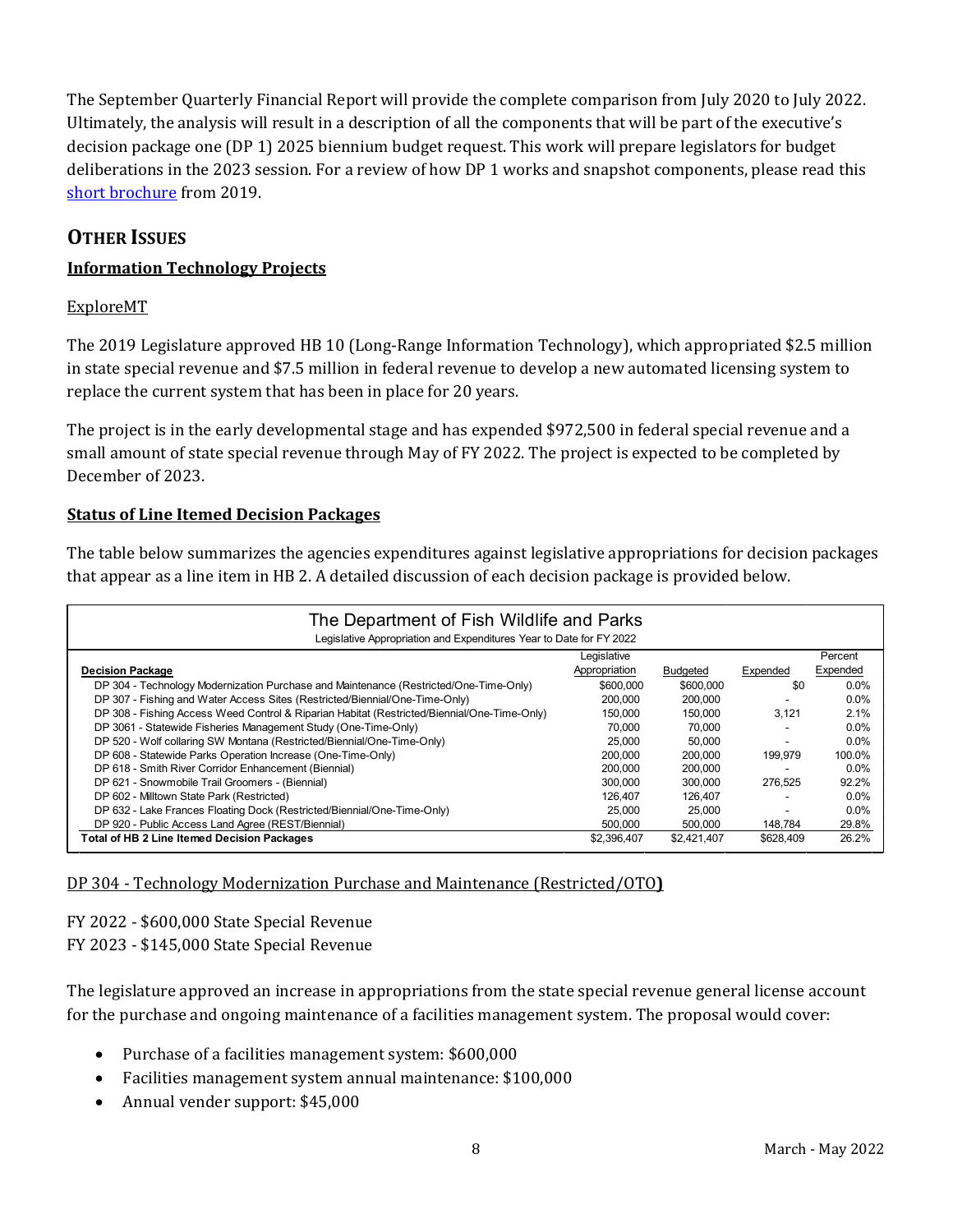The September Quarterly Financial Report will provide the complete comparison from July 2020 to July 2022. Ultimately, the analysis will result in a description of all the components that will be part of the executive's decision package one (DP 1) 2025 biennium budget request. This work will prepare legislators for budget deliberations in the 2023 session. For a review of how DP 1 works and snapshot components, please read this short brochure from 2019.

## OTHER ISSUES

### Information Technology Projects

ExploreMT

The 2019 Legislature approved HB 10 (Long-Range Information Technology), which appropriated $2.5 million in state special revenue and $7.5 million in federal revenue to develop a new automated licensing system to replace the current system that has been in place for 20 years.

The project is in the early developmental stage and has expended $972,500 in federal special revenue and a small amount of state special revenue through May of FY 2022. The project is expected to be completed by December of 2023.

### Status of Line Itemed Decision Packages

The table below summarizes the agencies expenditures against legislative appropriations for decision packages that appear as a line item in HB 2. A detailed discussion of each decision package is provided below.

The Department of Fish Wildlife and Parks

Legislative Appropriation and Expenditures Year to Date for FY 2022

| Decision Package | Legislative Appropriation | Budgeted | Expended | Percent Expended |
|---|---|---|---|---|
| DP 304 - Technology Modernization Purchase and Maintenance (Restricted/One-Time-Only) | $600,000 | $600,000 | $0 | 0.0% |
| DP 307 - Fishing and Water Access Sites (Restricted/Biennial/One-Time-Only) | 200,000 | 200,000 | - | 0.0% |
| DP 308 - Fishing Access Weed Control & Riparian Habitat (Restricted/Biennial/One-Time-Only) | 150,000 | 150,000 | 3,121 | 2.1% |
| DP 3061 - Statewide Fisheries Management Study (One-Time-Only) | 70,000 | 70,000 | - | 0.0% |
| DP 520 - Wolf collaring SW Montana (Restricted/Biennial/One-Time-Only) | 25,000 | 50,000 | - | 0.0% |
| DP 608 - Statewide Parks Operation Increase (One-Time-Only) | 200,000 | 200,000 | 199,979 | 100.0% |
| DP 618 - Smith River Corridor Enhancement (Biennial) | 200,000 | 200,000 | - | 0.0% |
| DP 621 - Snowmobile Trail Groomers - (Biennial) | 300,000 | 300,000 | 276,525 | 92.2% |
| DP 602 - Milltown State Park (Restricted) | 126,407 | 126,407 | - | 0.0% |
| DP 632 - Lake Frances Floating Dock (Restricted/Biennial/One-Time-Only) | 25,000 | 25,000 | - | 0.0% |
| DP 920 - Public Access Land Agree (REST/Biennial) | 500,000 | 500,000 | 148,784 | 29.8% |
| **Total of HB 2 Line Itemed Decision Packages** | **$2,396,407** | **$2,421,407** | **$628,409** | **26.2%** |

DP 304 - Technology Modernization Purchase and Maintenance (Restricted/OTO**)**

FY 2022 - $600,000 State Special Revenue
FY 2023 - $145,000 State Special Revenue

The legislature approved an increase in appropriations from the state special revenue general license account for the purchase and ongoing maintenance of a facilities management system. The proposal would cover:

- Purchase of a facilities management system: $600,000
- Facilities management system annual maintenance: $100,000
- Annual vender support: $45,000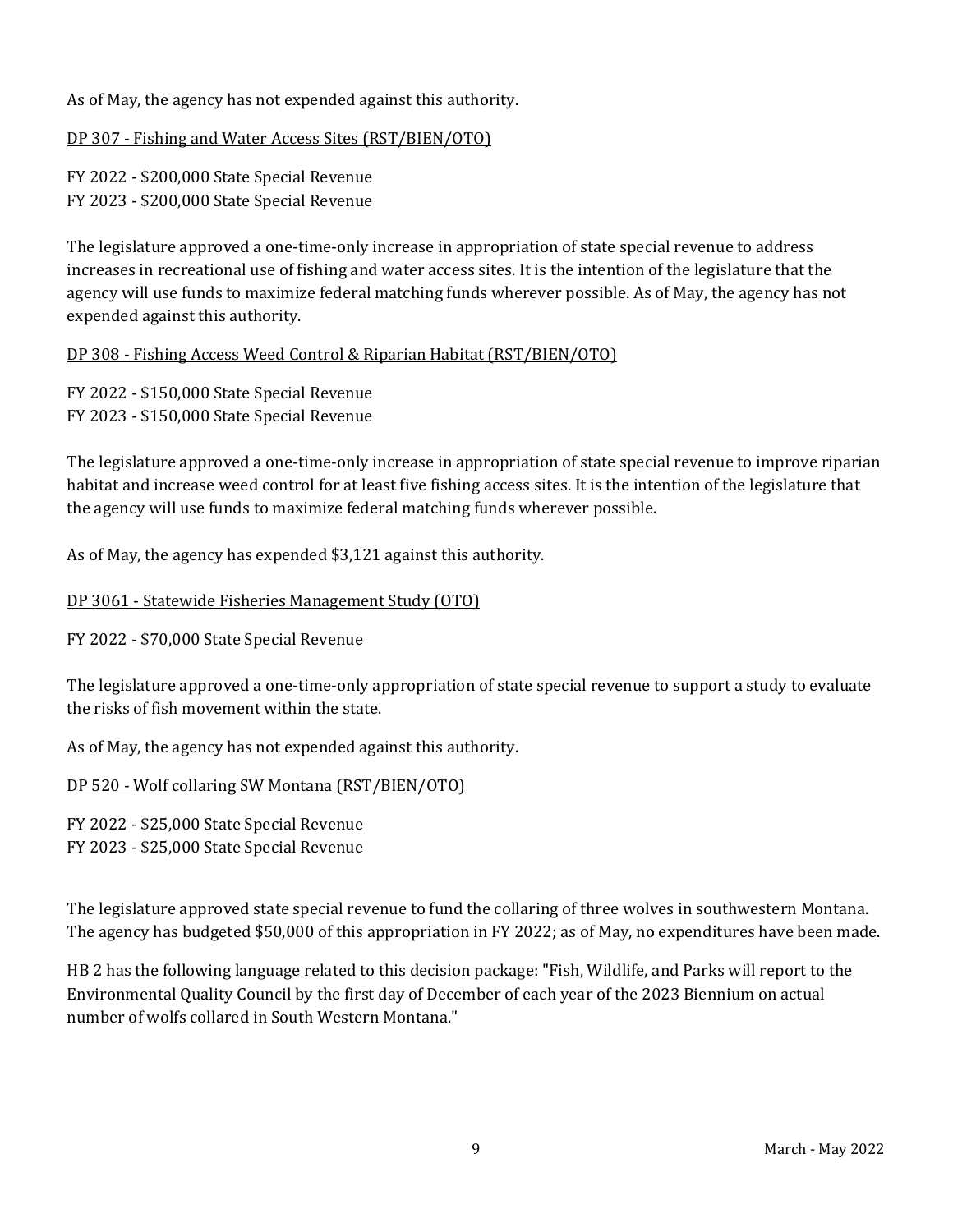As of May, the agency has not expended against this authority.

<u>DP 307 - Fishing and Water Access Sites (RST/BIEN/OTO)</u>

FY 2022 - $200,000 State Special Revenue
FY 2023 - $200,000 State Special Revenue

The legislature approved a one-time-only increase in appropriation of state special revenue to address increases in recreational use of fishing and water access sites. It is the intention of the legislature that the agency will use funds to maximize federal matching funds wherever possible. As of May, the agency has not expended against this authority.

<u>DP 308 - Fishing Access Weed Control & Riparian Habitat (RST/BIEN/OTO)</u>

FY 2022 - $150,000 State Special Revenue
FY 2023 - $150,000 State Special Revenue

The legislature approved a one-time-only increase in appropriation of state special revenue to improve riparian habitat and increase weed control for at least five fishing access sites. It is the intention of the legislature that the agency will use funds to maximize federal matching funds wherever possible.

As of May, the agency has expended $3,121 against this authority.

<u>DP 3061 - Statewide Fisheries Management Study (OTO)</u>

FY 2022 - $70,000 State Special Revenue

The legislature approved a one-time-only appropriation of state special revenue to support a study to evaluate the risks of fish movement within the state.

As of May, the agency has not expended against this authority.

<u>DP 520 - Wolf collaring SW Montana (RST/BIEN/OTO)</u>

FY 2022 - $25,000 State Special Revenue
FY 2023 - $25,000 State Special Revenue

The legislature approved state special revenue to fund the collaring of three wolves in southwestern Montana. The agency has budgeted $50,000 of this appropriation in FY 2022; as of May, no expenditures have been made.

HB 2 has the following language related to this decision package: "Fish, Wildlife, and Parks will report to the Environmental Quality Council by the first day of December of each year of the 2023 Biennium on actual number of wolfs collared in South Western Montana."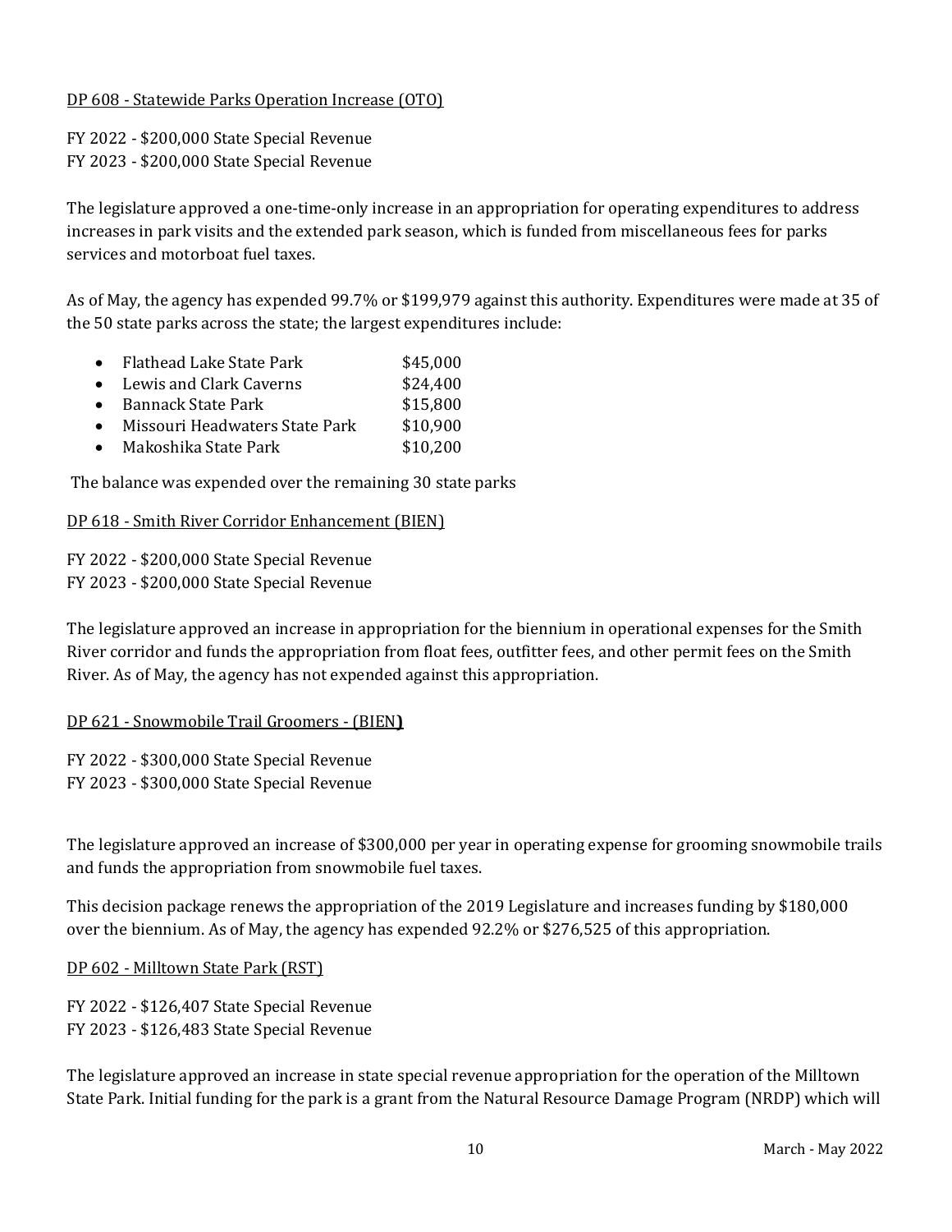DP 608 - Statewide Parks Operation Increase (OTO)

FY 2022 - $200,000 State Special Revenue
FY 2023 - $200,000 State Special Revenue

The legislature approved a one-time-only increase in an appropriation for operating expenditures to address increases in park visits and the extended park season, which is funded from miscellaneous fees for parks services and motorboat fuel taxes.

As of May, the agency has expended 99.7% or $199,979 against this authority. Expenditures were made at 35 of the 50 state parks across the state; the largest expenditures include:

- Flathead Lake State Park $45,000
- Lewis and Clark Caverns $24,400
- Bannack State Park $15,800
- Missouri Headwaters State Park $10,900
- Makoshika State Park $10,200

The balance was expended over the remaining 30 state parks

DP 618 - Smith River Corridor Enhancement (BIEN)

FY 2022 - $200,000 State Special Revenue
FY 2023 - $200,000 State Special Revenue

The legislature approved an increase in appropriation for the biennium in operational expenses for the Smith River corridor and funds the appropriation from float fees, outfitter fees, and other permit fees on the Smith River. As of May, the agency has not expended against this appropriation.

DP 621 - Snowmobile Trail Groomers - (BIEN**)**

FY 2022 - $300,000 State Special Revenue
FY 2023 - $300,000 State Special Revenue

The legislature approved an increase of $300,000 per year in operating expense for grooming snowmobile trails and funds the appropriation from snowmobile fuel taxes.

This decision package renews the appropriation of the 2019 Legislature and increases funding by $180,000 over the biennium. As of May, the agency has expended 92.2% or $276,525 of this appropriation.

DP 602 - Milltown State Park (RST)

FY 2022 - $126,407 State Special Revenue
FY 2023 - $126,483 State Special Revenue

The legislature approved an increase in state special revenue appropriation for the operation of the Milltown State Park. Initial funding for the park is a grant from the Natural Resource Damage Program (NRDP) which will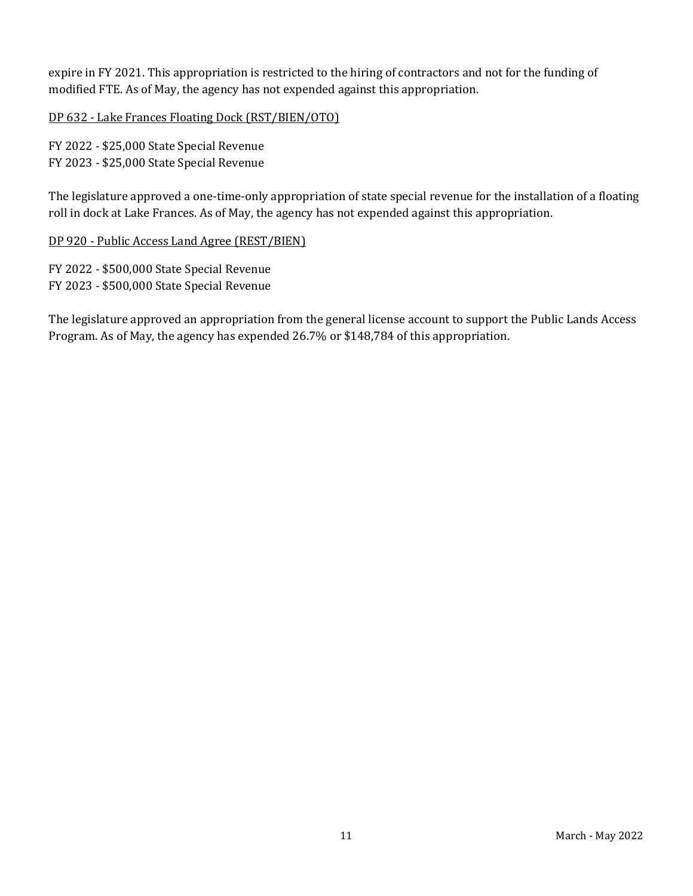expire in FY 2021. This appropriation is restricted to the hiring of contractors and not for the funding of modified FTE. As of May, the agency has not expended against this appropriation.

DP 632 - Lake Frances Floating Dock (RST/BIEN/OTO)

FY 2022 - $25,000 State Special Revenue
FY 2023 - $25,000 State Special Revenue

The legislature approved a one-time-only appropriation of state special revenue for the installation of a floating roll in dock at Lake Frances. As of May, the agency has not expended against this appropriation.

DP 920 - Public Access Land Agree (REST/BIEN)

FY 2022 - $500,000 State Special Revenue
FY 2023 - $500,000 State Special Revenue

The legislature approved an appropriation from the general license account to support the Public Lands Access Program. As of May, the agency has expended 26.7% or $148,784 of this appropriation.